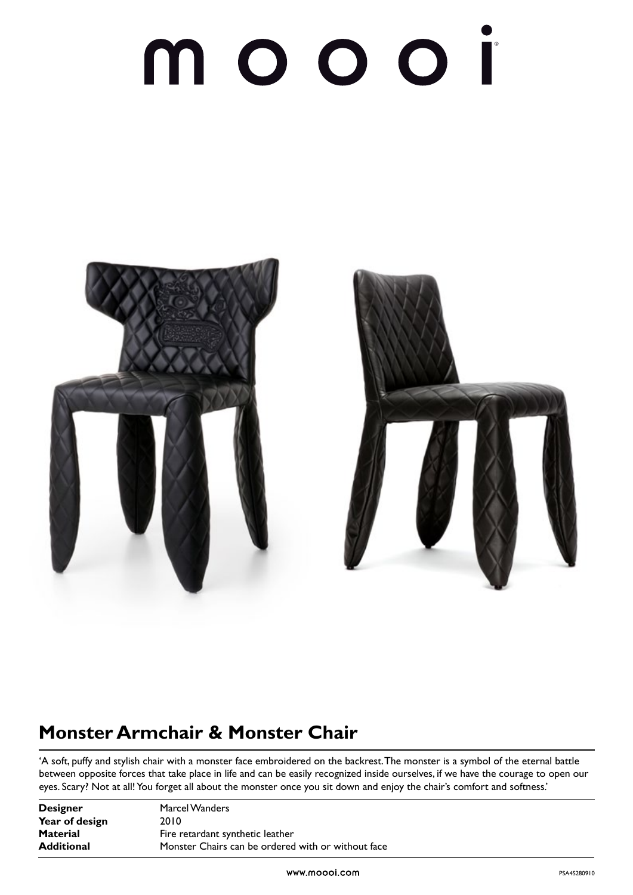# moooi

## Monster Armchair & Monster Chair

'A soft, puffy and stylish chair with a monster face embroidered on the backrest. The monster is a symbol of the eternal battle between opposite forces that take place in life and can be easily recognized inside ourselves, if we have the courage to open our eyes. Scary? Not at all! You forget all about the monster once you sit down and enjoy the chair's comfort and softness.'

| | |
|---|---|
| **Designer** | Marcel Wanders |
| **Year of design** | 2010 |
| **Material** | Fire retardant synthetic leather |
| **Additional** | Monster Chairs can be ordered with or without face |

www.moooi.com

PSA4S280910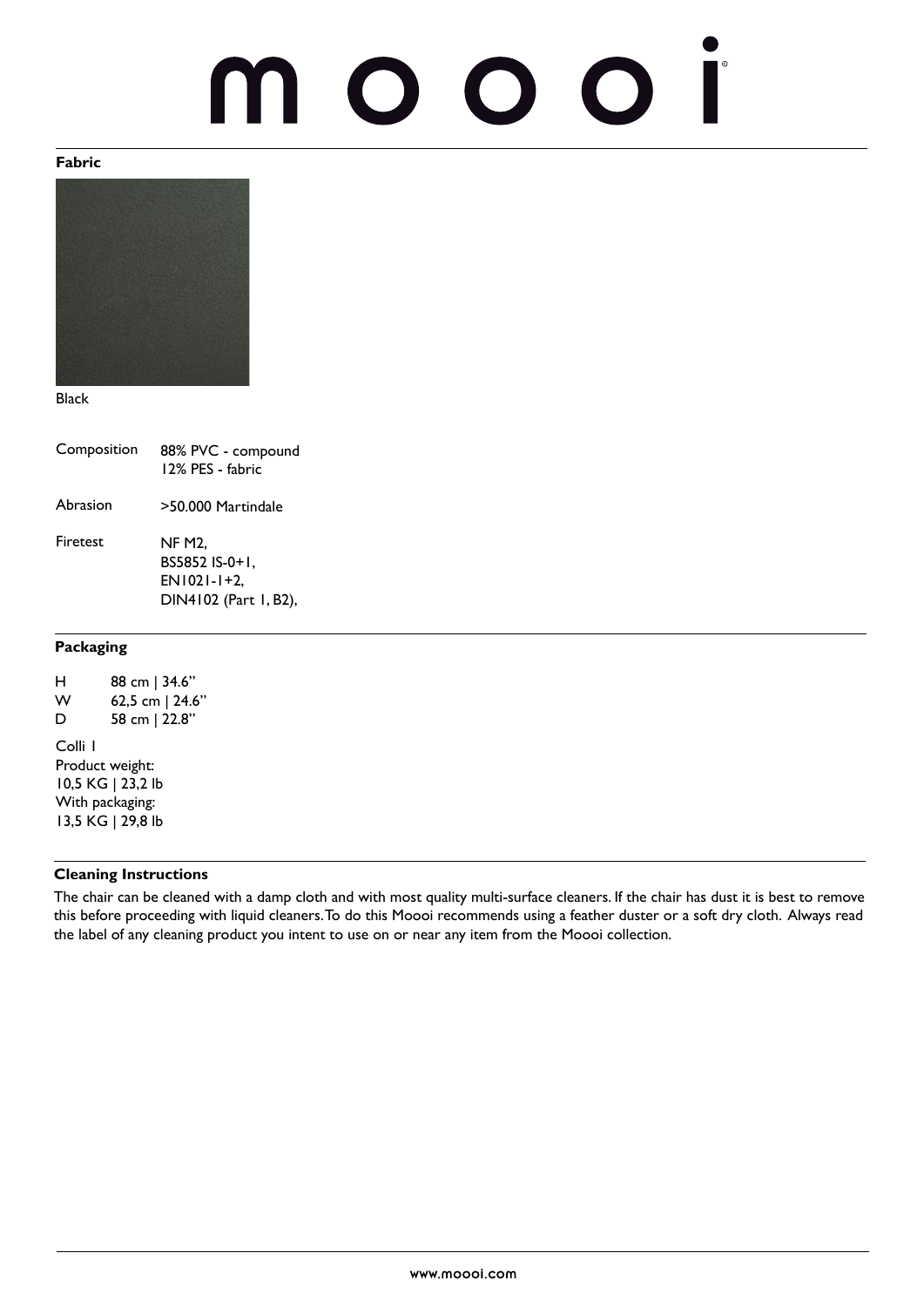## Fabric

Black

| | |
|---|---|
| Composition | 88% PVC - compound<br>12% PES - fabric |
| Abrasion | >50.000 Martindale |
| Firetest | NF M2,<br>BS5852 IS-0+1,<br>EN1021-1+2,<br>DIN4102 (Part 1, B2), |

## Packaging

| | |
|---|---|
| H | 88 cm \| 34.6” |
| W | 62,5 cm \| 24.6” |
| D | 58 cm \| 22.8” |

Colli 1
Product weight:
10,5 KG | 23,2 lb
With packaging:
13,5 KG | 29,8 lb

## Cleaning Instructions

The chair can be cleaned with a damp cloth and with most quality multi-surface cleaners. If the chair has dust it is best to remove this before proceeding with liquid cleaners. To do this Moooi recommends using a feather duster or a soft dry cloth. Always read the label of any cleaning product you intent to use on or near any item from the Moooi collection.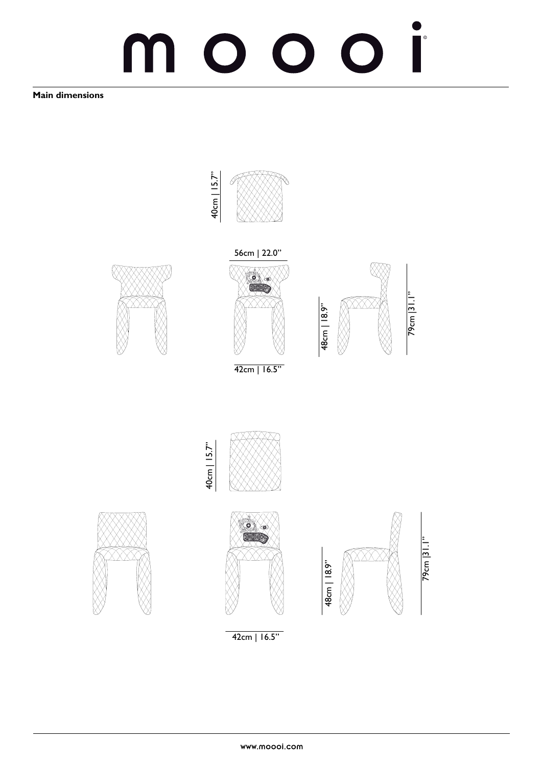# m o o o i

**Main dimensions**

40cm | 15.7"

56cm | 22.0"

48cm | 18.9"

79cm |31.1"

42cm | 16.5"

40cm | 15.7"

48cm | 18.9"

79cm |31.1"

42cm | 16.5"

www.moooi.com